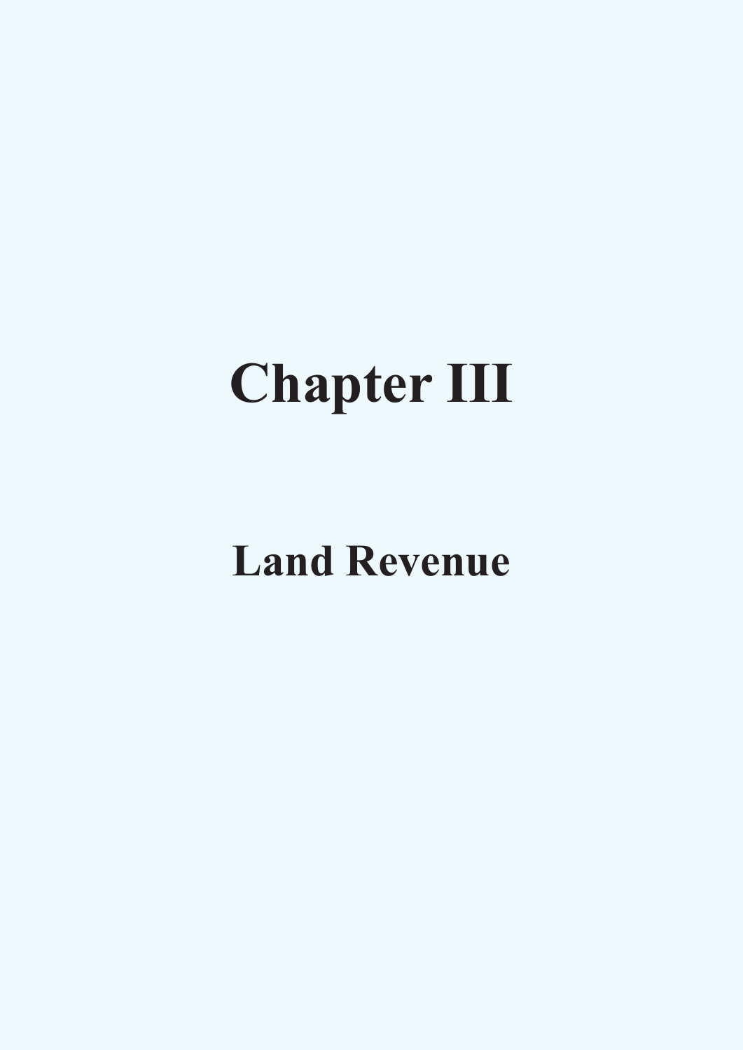# Chapter III

## Land Revenue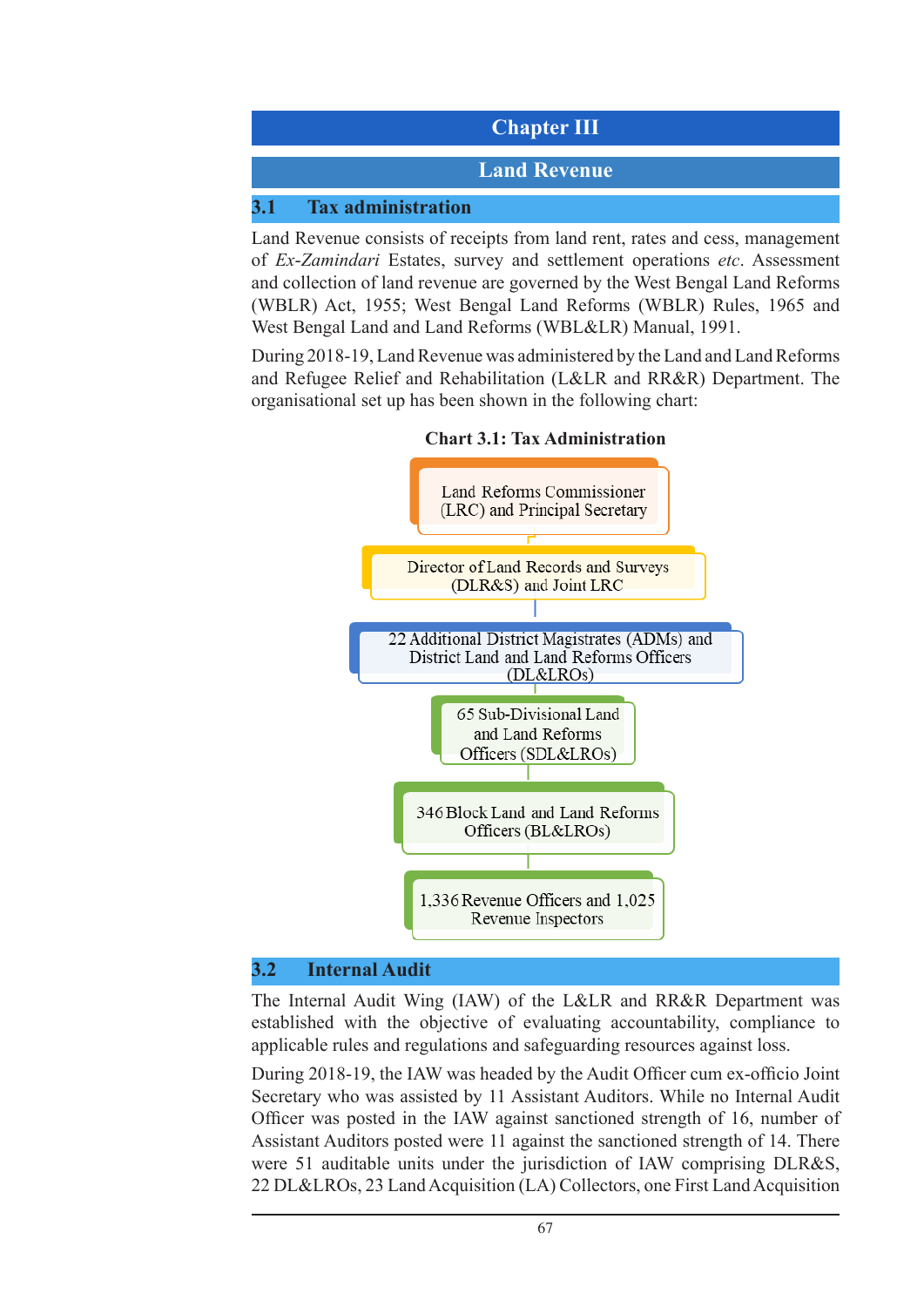# Chapter III

## Land Revenue

### 3.1 Tax administration

Land Revenue consists of receipts from land rent, rates and cess, management of *Ex-Zamindari* Estates, survey and settlement operations *etc*. Assessment and collection of land revenue are governed by the West Bengal Land Reforms (WBLR) Act, 1955; West Bengal Land Reforms (WBLR) Rules, 1965 and West Bengal Land and Land Reforms (WBL&LR) Manual, 1991.

During 2018-19, Land Revenue was administered by the Land and Land Reforms and Refugee Relief and Rehabilitation (L&LR and RR&R) Department. The organisational set up has been shown in the following chart:

**Chart 3.1: Tax Administration**

- Land Reforms Commissioner (LRC) and Principal Secretary
  - Director of Land Records and Surveys (DLR&S) and Joint LRC
    - 22 Additional District Magistrates (ADMs) and District Land and Land Reforms Officers (DL&LROs)
      - 65 Sub-Divisional Land and Land Reforms Officers (SDL&LROs)
        - 346 Block Land and Land Reforms Officers (BL&LROs)
          - 1,336 Revenue Officers and 1,025 Revenue Inspectors

### 3.2 Internal Audit

The Internal Audit Wing (IAW) of the L&LR and RR&R Department was established with the objective of evaluating accountability, compliance to applicable rules and regulations and safeguarding resources against loss.

During 2018-19, the IAW was headed by the Audit Officer cum ex-officio Joint Secretary who was assisted by 11 Assistant Auditors. While no Internal Audit Officer was posted in the IAW against sanctioned strength of 16, number of Assistant Auditors posted were 11 against the sanctioned strength of 14. There were 51 auditable units under the jurisdiction of IAW comprising DLR&S, 22 DL&LROs, 23 Land Acquisition (LA) Collectors, one First Land Acquisition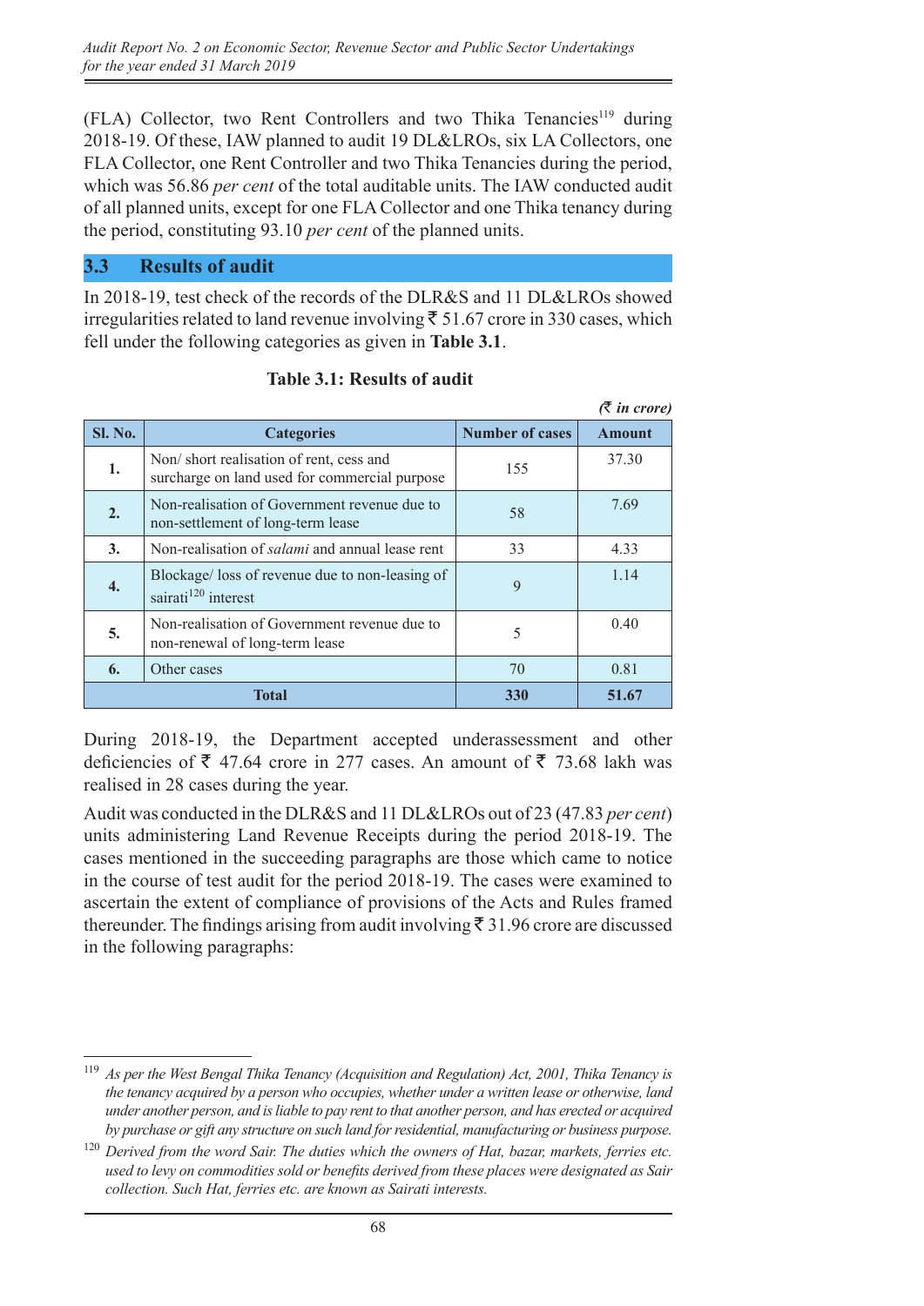(FLA) Collector, two Rent Controllers and two Thika Tenancies[119] during 2018-19. Of these, IAW planned to audit 19 DL&LROs, six LA Collectors, one FLA Collector, one Rent Controller and two Thika Tenancies during the period, which was 56.86 *per cent* of the total auditable units. The IAW conducted audit of all planned units, except for one FLA Collector and one Thika tenancy during the period, constituting 93.10 *per cent* of the planned units.

## 3.3 Results of audit

In 2018-19, test check of the records of the DLR&S and 11 DL&LROs showed irregularities related to land revenue involving ₹ 51.67 crore in 330 cases, which fell under the following categories as given in **Table 3.1**.

**Table 3.1: Results of audit**

*(₹ in crore)*

| Sl. No. | Categories | Number of cases | Amount |
|---|---|---|---|
| **1.** | Non/ short realisation of rent, cess and surcharge on land used for commercial purpose | 155 | 37.30 |
| **2.** | Non-realisation of Government revenue due to non-settlement of long-term lease | 58 | 7.69 |
| **3.** | Non-realisation of *salami* and annual lease rent | 33 | 4.33 |
| **4.** | Blockage/ loss of revenue due to non-leasing of sairati[120] interest | 9 | 1.14 |
| **5.** | Non-realisation of Government revenue due to non-renewal of long-term lease | 5 | 0.40 |
| **6.** | Other cases | 70 | 0.81 |
| **Total** | | **330** | **51.67** |

During 2018-19, the Department accepted underassessment and other deficiencies of ₹ 47.64 crore in 277 cases. An amount of ₹ 73.68 lakh was realised in 28 cases during the year.

Audit was conducted in the DLR&S and 11 DL&LROs out of 23 (47.83 *per cent*) units administering Land Revenue Receipts during the period 2018-19. The cases mentioned in the succeeding paragraphs are those which came to notice in the course of test audit for the period 2018-19. The cases were examined to ascertain the extent of compliance of provisions of the Acts and Rules framed thereunder. The findings arising from audit involving ₹ 31.96 crore are discussed in the following paragraphs:

---

[119] *As per the West Bengal Thika Tenancy (Acquisition and Regulation) Act, 2001, Thika Tenancy is the tenancy acquired by a person who occupies, whether under a written lease or otherwise, land under another person, and is liable to pay rent to that another person, and has erected or acquired by purchase or gift any structure on such land for residential, manufacturing or business purpose.*

[120] *Derived from the word Sair. The duties which the owners of Hat, bazar, markets, ferries etc. used to levy on commodities sold or benefits derived from these places were designated as Sair collection. Such Hat, ferries etc. are known as Sairati interests.*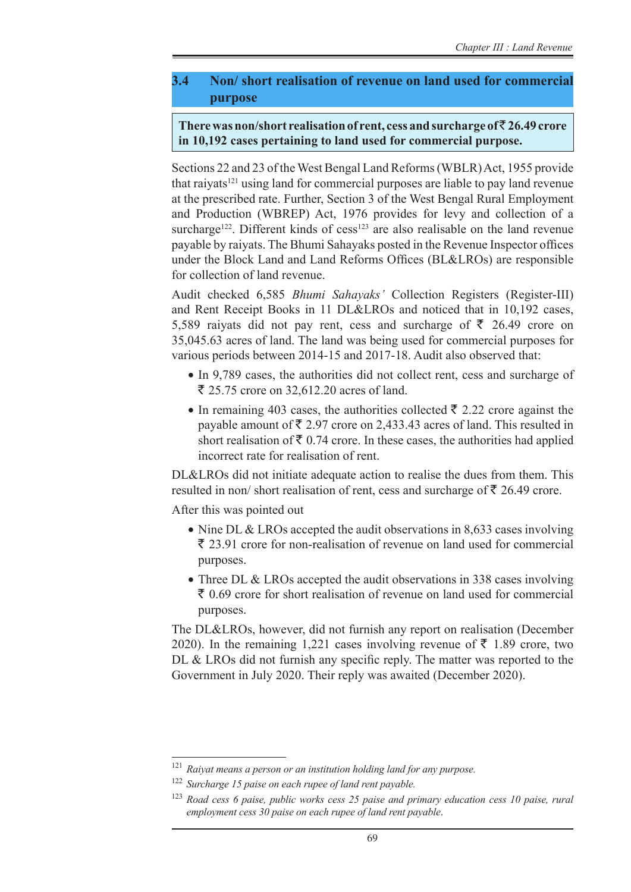## 3.4 Non/ short realisation of revenue on land used for commercial purpose

**There was non/short realisation of rent, cess and surcharge of ₹ 26.49 crore in 10,192 cases pertaining to land used for commercial purpose.**

Sections 22 and 23 of the West Bengal Land Reforms (WBLR) Act, 1955 provide that raiyats[121] using land for commercial purposes are liable to pay land revenue at the prescribed rate. Further, Section 3 of the West Bengal Rural Employment and Production (WBREP) Act, 1976 provides for levy and collection of a surcharge[122]. Different kinds of cess[123] are also realisable on the land revenue payable by raiyats. The Bhumi Sahayaks posted in the Revenue Inspector offices under the Block Land and Land Reforms Offices (BL&LROs) are responsible for collection of land revenue.

Audit checked 6,585 *Bhumi Sahayaks'* Collection Registers (Register-III) and Rent Receipt Books in 11 DL&LROs and noticed that in 10,192 cases, 5,589 raiyats did not pay rent, cess and surcharge of ₹ 26.49 crore on 35,045.63 acres of land. The land was being used for commercial purposes for various periods between 2014-15 and 2017-18. Audit also observed that:

- In 9,789 cases, the authorities did not collect rent, cess and surcharge of ₹ 25.75 crore on 32,612.20 acres of land.
- In remaining 403 cases, the authorities collected ₹ 2.22 crore against the payable amount of ₹ 2.97 crore on 2,433.43 acres of land. This resulted in short realisation of ₹ 0.74 crore. In these cases, the authorities had applied incorrect rate for realisation of rent.

DL&LROs did not initiate adequate action to realise the dues from them. This resulted in non/ short realisation of rent, cess and surcharge of ₹ 26.49 crore.

After this was pointed out

- Nine DL & LROs accepted the audit observations in 8,633 cases involving ₹ 23.91 crore for non-realisation of revenue on land used for commercial purposes.
- Three DL & LROs accepted the audit observations in 338 cases involving ₹ 0.69 crore for short realisation of revenue on land used for commercial purposes.

The DL&LROs, however, did not furnish any report on realisation (December 2020). In the remaining 1,221 cases involving revenue of ₹ 1.89 crore, two DL & LROs did not furnish any specific reply. The matter was reported to the Government in July 2020. Their reply was awaited (December 2020).

---

[121] *Raiyat means a person or an institution holding land for any purpose.*

[122] *Surcharge 15 paise on each rupee of land rent payable.*

[123] *Road cess 6 paise, public works cess 25 paise and primary education cess 10 paise, rural employment cess 30 paise on each rupee of land rent payable.*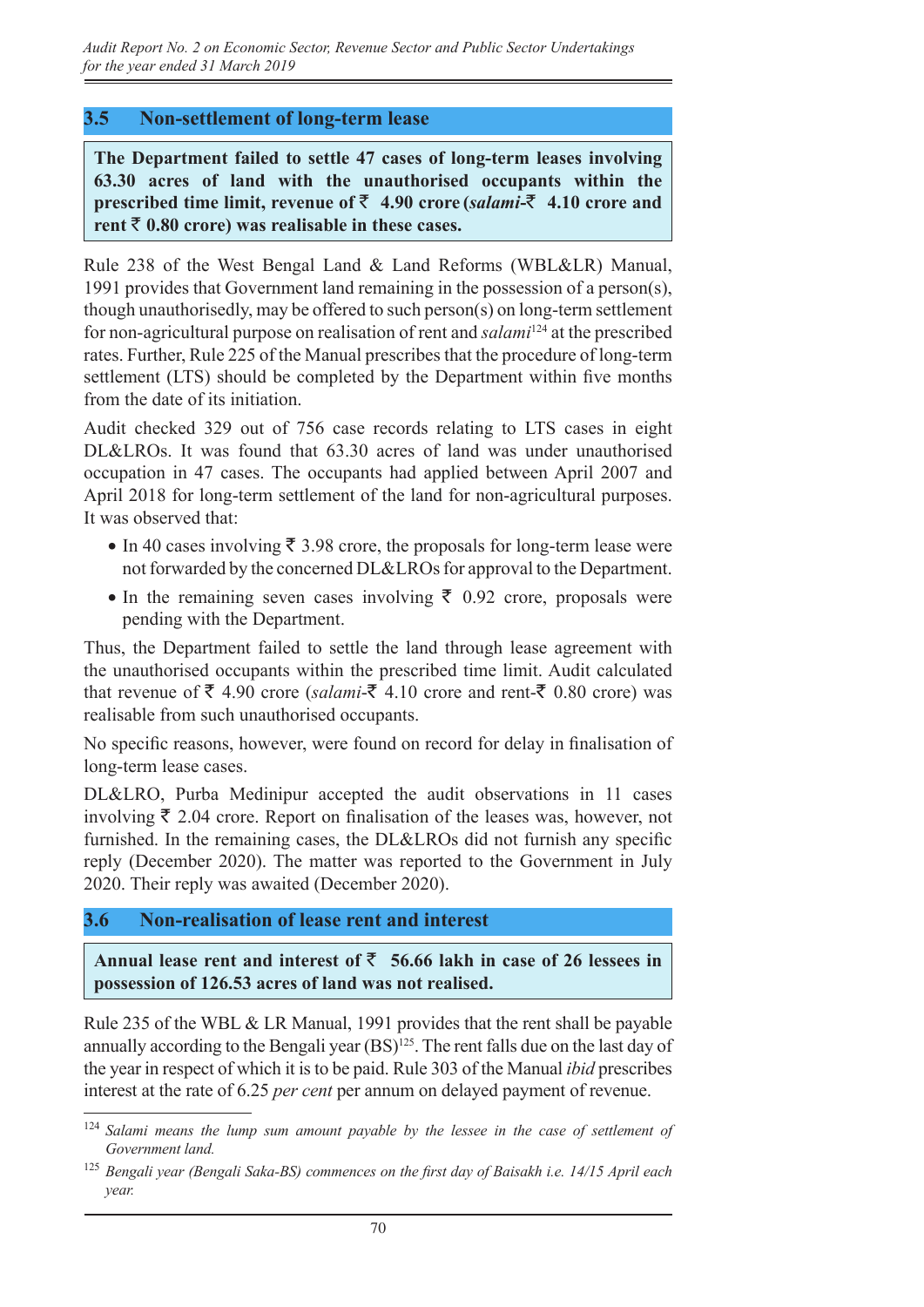## 3.5 Non-settlement of long-term lease

**The Department failed to settle 47 cases of long-term leases involving 63.30 acres of land with the unauthorised occupants within the prescribed time limit, revenue of ₹ 4.90 crore (*salami*-₹ 4.10 crore and rent ₹ 0.80 crore) was realisable in these cases.**

Rule 238 of the West Bengal Land & Land Reforms (WBL&LR) Manual, 1991 provides that Government land remaining in the possession of a person(s), though unauthorisedly, may be offered to such person(s) on long-term settlement for non-agricultural purpose on realisation of rent and *salami*[124] at the prescribed rates. Further, Rule 225 of the Manual prescribes that the procedure of long-term settlement (LTS) should be completed by the Department within five months from the date of its initiation.

Audit checked 329 out of 756 case records relating to LTS cases in eight DL&LROs. It was found that 63.30 acres of land was under unauthorised occupation in 47 cases. The occupants had applied between April 2007 and April 2018 for long-term settlement of the land for non-agricultural purposes. It was observed that:

- In 40 cases involving ₹ 3.98 crore, the proposals for long-term lease were not forwarded by the concerned DL&LROs for approval to the Department.
- In the remaining seven cases involving ₹ 0.92 crore, proposals were pending with the Department.

Thus, the Department failed to settle the land through lease agreement with the unauthorised occupants within the prescribed time limit. Audit calculated that revenue of ₹ 4.90 crore (*salami*-₹ 4.10 crore and rent-₹ 0.80 crore) was realisable from such unauthorised occupants.

No specific reasons, however, were found on record for delay in finalisation of long-term lease cases.

DL&LRO, Purba Medinipur accepted the audit observations in 11 cases involving ₹ 2.04 crore. Report on finalisation of the leases was, however, not furnished. In the remaining cases, the DL&LROs did not furnish any specific reply (December 2020). The matter was reported to the Government in July 2020. Their reply was awaited (December 2020).

## 3.6 Non-realisation of lease rent and interest

**Annual lease rent and interest of ₹ 56.66 lakh in case of 26 lessees in possession of 126.53 acres of land was not realised.**

Rule 235 of the WBL & LR Manual, 1991 provides that the rent shall be payable annually according to the Bengali year (BS)[125]. The rent falls due on the last day of the year in respect of which it is to be paid. Rule 303 of the Manual *ibid* prescribes interest at the rate of 6.25 *per cent* per annum on delayed payment of revenue.

---

[124] *Salami means the lump sum amount payable by the lessee in the case of settlement of Government land.*

[125] *Bengali year (Bengali Saka-BS) commences on the first day of Baisakh i.e. 14/15 April each year.*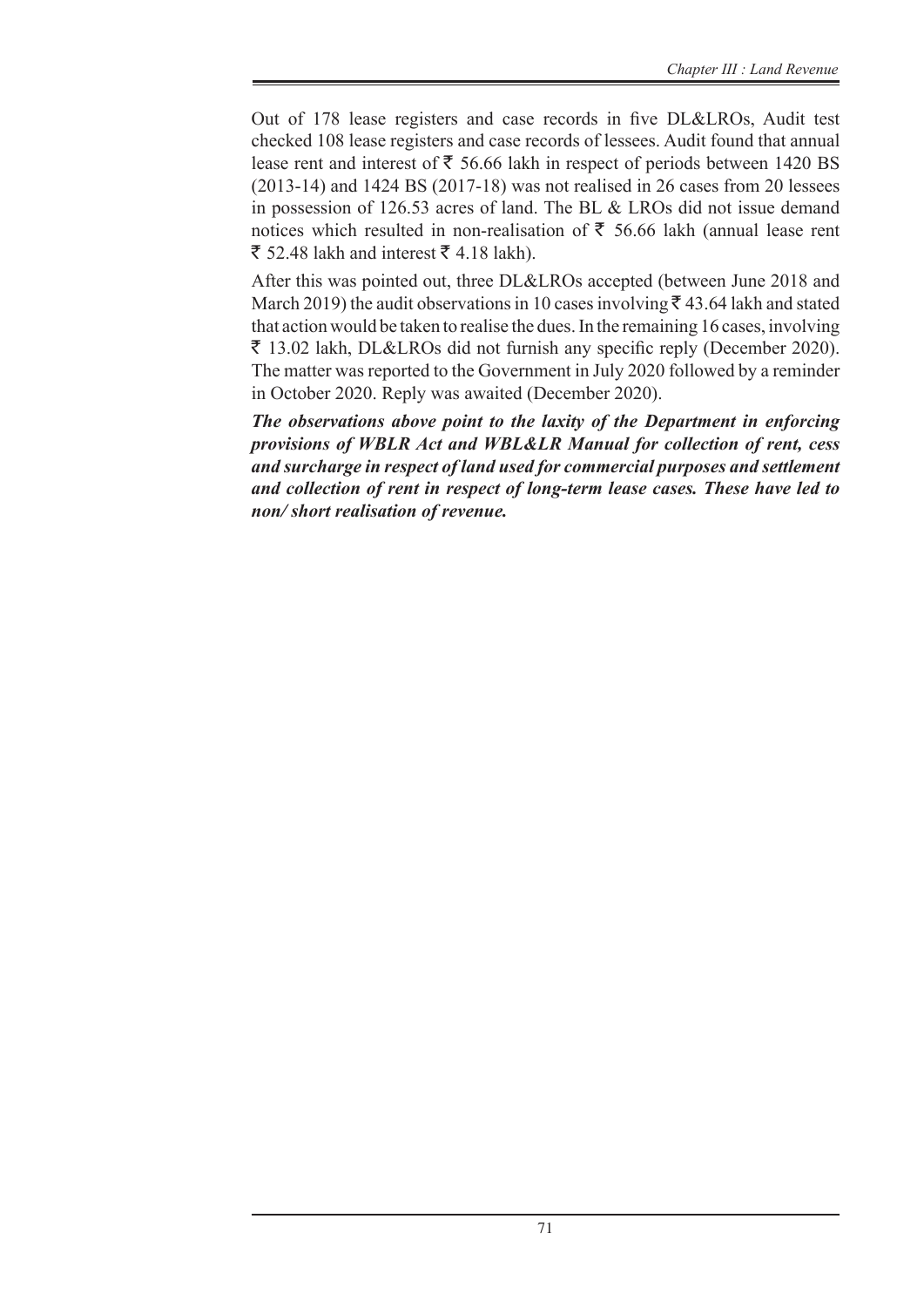Out of 178 lease registers and case records in five DL&LROs, Audit test checked 108 lease registers and case records of lessees. Audit found that annual lease rent and interest of ₹ 56.66 lakh in respect of periods between 1420 BS (2013-14) and 1424 BS (2017-18) was not realised in 26 cases from 20 lessees in possession of 126.53 acres of land. The BL & LROs did not issue demand notices which resulted in non-realisation of ₹ 56.66 lakh (annual lease rent ₹ 52.48 lakh and interest ₹ 4.18 lakh).

After this was pointed out, three DL&LROs accepted (between June 2018 and March 2019) the audit observations in 10 cases involving ₹ 43.64 lakh and stated that action would be taken to realise the dues. In the remaining 16 cases, involving ₹ 13.02 lakh, DL&LROs did not furnish any specific reply (December 2020). The matter was reported to the Government in July 2020 followed by a reminder in October 2020. Reply was awaited (December 2020).

***The observations above point to the laxity of the Department in enforcing provisions of WBLR Act and WBL&LR Manual for collection of rent, cess and surcharge in respect of land used for commercial purposes and settlement and collection of rent in respect of long-term lease cases. These have led to non/ short realisation of revenue.***